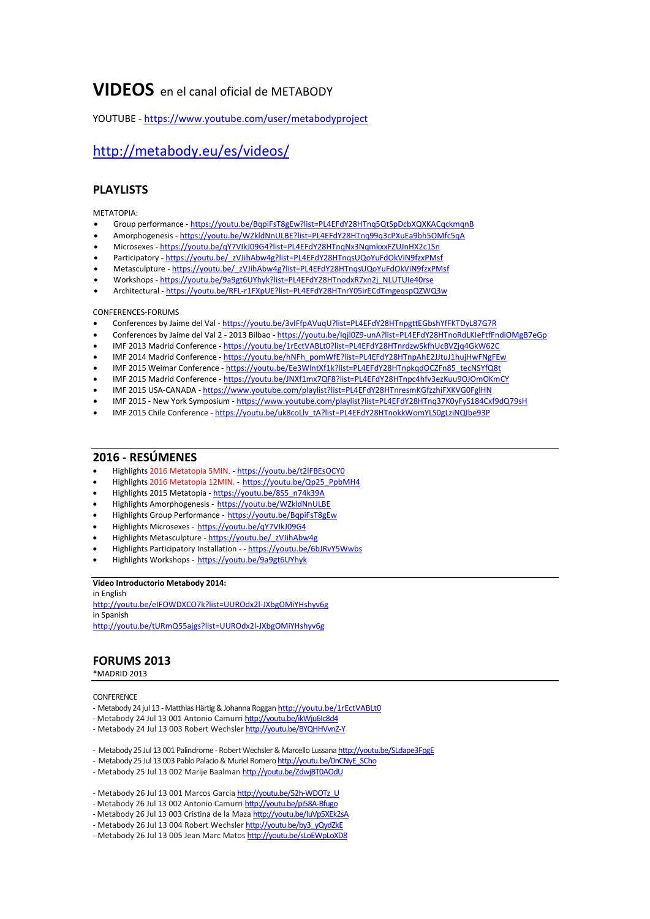# **VIDEOS** en el canal oficial de METABODY

YOUTUBE - https://www.youtube.com/user/metabodyproject

http://metabody.eu/es/videos/

## PLAYLISTS

METATOPIA:

- Group performance - https://youtu.be/BqpiFsT8gEw?list=PL4EFdY28HTnq5QtSpDcbXQXKACqckmqnB
- Amorphogenesis - https://youtu.be/WZkldNnULBE?list=PL4EFdY28HTnq99q3cPXuEa9bh5OMfc5qA
- Microsexes - https://youtu.be/qY7VlkJ09G4?list=PL4EFdY28HTnqNx3NqmkxxFZUJnHX2c1Sn
- Participatory - https://youtu.be/_zVJihAbw4g?list=PL4EFdY28HTnqsUQoYuFdOkViN9fzxPMsf
- Metasculpture - https://youtu.be/_zVJihAbw4g?list=PL4EFdY28HTnqsUQoYuFdOkViN9fzxPMsf
- Workshops - https://youtu.be/9a9gt6UYhyk?list=PL4EFdY28HTnodxR7xn2j_NLUTUIe40rse
- Architectural - https://youtu.be/RFL-r1FXpUE?list=PL4EFdY28HTnrY05irECdTmgeqspQZWQ3w

CONFERENCES-FORUMS

- Conferences by Jaime del Val - https://youtu.be/3vIFfpAVuqU?list=PL4EFdY28HTnpgttEGbshYfFKTDyL87G7R
- Conferences by Jaime del Val 2 - 2013 Bilbao - https://youtu.be/Iqjl0Z9-unA?list=PL4EFdY28HTnoRdLKIeFtfFndiOMgB7eGp
- IMF 2013 Madrid Conference - https://youtu.be/1rEctVABLt0?list=PL4EFdY28HTnrdzwSkfhUcBVZjq4GkW62C
- IMF 2014 Madrid Conference - https://youtu.be/hNFh_pomWfE?list=PL4EFdY28HTnpAhE2JJtuJ1hujHwFNgFEw
- IMF 2015 Weimar Conference - https://youtu.be/Ee3WlntXf1k?list=PL4EFdY28HTnpkqdOCZFn85_tecNSYfQ8t
- IMF 2015 Madrid Conference - https://youtu.be/JNXf1mx7QF8?list=PL4EFdY28HTnpc4hfv3ezKuu9OJOmOKmCY
- IMF 2015 USA-CANADA - https://www.youtube.com/playlist?list=PL4EFdY28HTnresmKGfzzhiFXKVG0FgIHN
- IMF 2015 - New York Symposium - https://www.youtube.com/playlist?list=PL4EFdY28HTnq37K0yFyS184Cxf9dQ79sH
- IMF 2015 Chile Conference - https://youtu.be/uk8coLlv_tA?list=PL4EFdY28HTnokkWomYLS0gLziNQIbe93P

## 2016 - RESÚMENES

- Highlights 2016 Metatopia 5MIN. - https://youtu.be/t2lFBEsOCY0
- Highlights 2016 Metatopia 12MIN. - https://youtu.be/Qp25_PpbMH4
- Highlights 2015 Metatopia - https://youtu.be/8S5_n74k39A
- Highlights Amorphogenesis - https://youtu.be/WZkldNnULBE
- Highlights Group Performance - https://youtu.be/BqpiFsT8gEw
- Highlights Microsexes - https://youtu.be/qY7VlkJ09G4
- Highlights Metasculpture - https://youtu.be/_zVJihAbw4g
- Highlights Participatory Installation - - https://youtu.be/6bJRvY5Wwbs
- Highlights Workshops - https://youtu.be/9a9gt6UYhyk

**Video Introductorio Metabody 2014:**
in English
http://youtu.be/eIFOWDXCO7k?list=UUROdx2l-JXbgOMiYHshyv6g
in Spanish
http://youtu.be/tURmQ55ajgs?list=UUROdx2l-JXbgOMiYHshyv6g

## FORUMS 2013

*MADRID 2013

CONFERENCE

- Metabody 24 jul 13 - Matthias Härtig & Johanna Roggan http://youtu.be/1rEctVABLt0
- Metabody 24 Jul 13 001 Antonio Camurri http://youtu.be/ikWju6lc8d4
- Metabody 24 Jul 13 003 Robert Wechsler http://youtu.be/BYQHHVvnZ-Y

- Metabody 25 Jul 13 001 Palindrome - Robert Wechsler & Marcello Lussana http://youtu.be/SLdape3FpgE
- Metabody 25 Jul 13 003 Pablo Palacio & Muriel Romero http://youtu.be/0nCNyE_SCho
- Metabody 25 Jul 13 002 Marije Baalman http://youtu.be/ZdwjBT0AOdU

- Metabody 26 Jul 13 001 Marcos Garcia http://youtu.be/52h-WDOTz_U
- Metabody 26 Jul 13 002 Antonio Camurri http://youtu.be/pi58A-Bfugo
- Metabody 26 Jul 13 003 Cristina de la Maza http://youtu.be/IuVp5XEk2sA
- Metabody 26 Jul 13 004 Robert Wechsler http://youtu.be/by3_yQydZkE
- Metabody 26 Jul 13 005 Jean Marc Matos http://youtu.be/sLoEWpLoXD8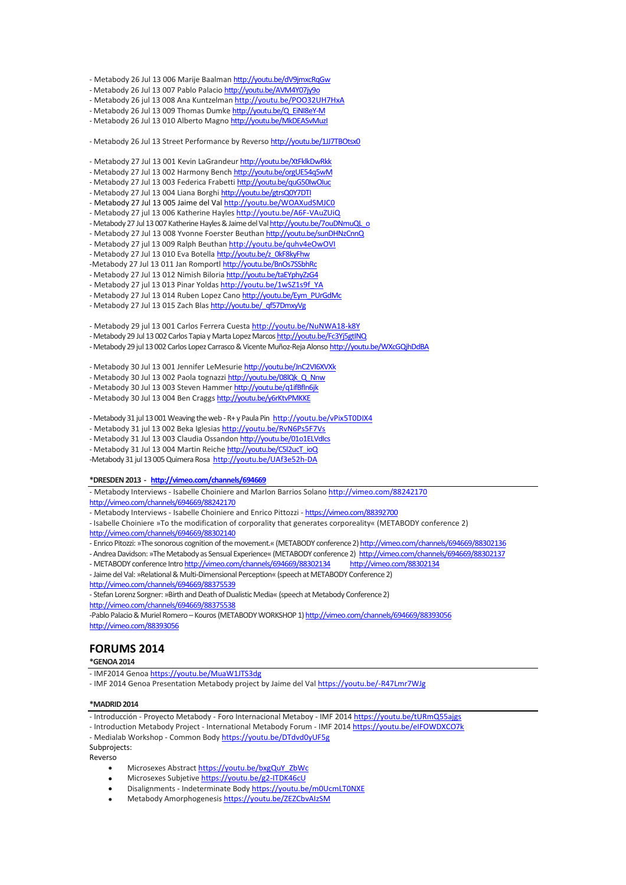- Metabody 26 Jul 13 006 Marije Baalman http://youtu.be/dV9jmxcRqGw
- Metabody 26 Jul 13 007 Pablo Palacio http://youtu.be/AVM4Y07jy9o
- Metabody 26 jul 13 008 Ana Kuntzelman http://youtu.be/POO32UH7HxA
- Metabody 26 Jul 13 009 Thomas Dumke http://youtu.be/Q_EiNI8eY-M
- Metabody 26 Jul 13 010 Alberto Magno http://youtu.be/MkDEASvMuzI

- Metabody 26 Jul 13 Street Performance by Reverso http://youtu.be/1JJ7TBOtsx0

- Metabody 27 Jul 13 001 Kevin LaGrandeur http://youtu.be/XtFklkDwRkk
- Metabody 27 Jul 13 002 Harmony Bench http://youtu.be/orgUE54q5wM
- Metabody 27 Jul 13 003 Federica Frabetti http://youtu.be/quG50lwOluc
- Metabody 27 Jul 13 004 Liana Borghi http://youtu.be/gtrsQ0Y7DTI
- Metabody 27 Jul 13 005 Jaime del Val http://youtu.be/WOAXudSMJC0
- Metabody 27 jul 13 006 Katherine Hayles http://youtu.be/A6F-VAuZUiQ
- Metabody 27 Jul 13 007 Katherine Hayles & Jaime del Val http://youtu.be/7ouDNmuQL_o
- Metabody 27 Jul 13 008 Yvonne Foerster Beuthan http://youtu.be/sunDHNzCnnQ
- Metabody 27 jul 13 009 Ralph Beuthan http://youtu.be/quhv4eOwOVI
- Metabody 27 Jul 13 010 Eva Botella http://youtu.be/z_0kF8kyFhw
-Metabody 27 Jul 13 011 Jan Romportl http://youtu.be/BnOs7SSbhRc
- Metabody 27 Jul 13 012 Nimish Biloria http://youtu.be/taEYphyZzG4
- Metabody 27 jul 13 013 Pinar Yoldas http://youtu.be/1wSZ1s9f_YA
- Metabody 27 Jul 13 014 Ruben Lopez Cano http://youtu.be/Eym_PUrGdMc
- Metabody 27 Jul 13 015 Zach Blas http://youtu.be/_qf57DmxyVg

- Metabody 29 jul 13 001 Carlos Ferrera Cuesta http://youtu.be/NuNWA18-k8Y
- Metabody 29 Jul 13 002 Carlos Tapia y Marta Lopez Marcos http://youtu.be/Fc3Yj5gtINQ
- Metabody 29 jul 13 002 Carlos Lopez Carrasco & Vicente Muñoz-Reja Alonso http://youtu.be/WXcGQjhDdBA

- Metabody 30 Jul 13 001 Jennifer LeMesurie http://youtu.be/JnC2VI6XVXk
- Metabody 30 Jul 13 002 Paola tognazzi http://youtu.be/08lQk_Q_Nnw
- Metabody 30 Jul 13 003 Steven Hammer http://youtu.be/q1ifBfIn6jk
- Metabody 30 Jul 13 004 Ben Craggs http://youtu.be/y6rKtvPMKKE

- Metabody 31 jul 13 001 Weaving the web - R+ y Paula Pin http://youtu.be/vPix5T0DIX4
- Metabody 31 jul 13 002 Beka Iglesias http://youtu.be/RvN6Ps5F7Vs
- Metabody 31 Jul 13 003 Claudia Ossandon http://youtu.be/01o1ELVdlcs
- Metabody 31 Jul 13 004 Martin Reiche http://youtu.be/C5l2ucT_ioQ
-Metabody 31 jul 13 005 Quimera Rosa http://youtu.be/UAf3e52h-DA

**\*DRESDEN 2013 - http://vimeo.com/channels/694669**

- Metabody Interviews - Isabelle Choiniere and Marlon Barrios Solano http://vimeo.com/88242170 http://vimeo.com/channels/694669/88242170
- Metabody Interviews - Isabelle Choiniere and Enrico Pittozzi - https://vimeo.com/88392700
- Isabelle Choiniere »To the modification of corporality that generates corporeality« (METABODY conference 2) http://vimeo.com/channels/694669/88302140
- Enrico Pitozzi: »The sonorous cognition of the movement.« (METABODY conference 2) http://vimeo.com/channels/694669/88302136
- Andrea Davidson: »The Metabody as Sensual Experience« (METABODY conference 2) http://vimeo.com/channels/694669/88302137
- METABODY conference Intro http://vimeo.com/channels/694669/88302134 http://vimeo.com/88302134
- Jaime del Val: »Relational & Multi-Dimensional Perception« (speech at METABODY Conference 2) http://vimeo.com/channels/694669/88375539
- Stefan Lorenz Sorgner: »Birth and Death of Dualistic Media« (speech at Metabody Conference 2) http://vimeo.com/channels/694669/88375538
-Pablo Palacio & Muriel Romero – Kouros (METABODY WORKSHOP 1) http://vimeo.com/channels/694669/88393056 http://vimeo.com/88393056

## FORUMS 2014

**\*GENOA 2014**

- IMF2014 Genoa https://youtu.be/MuaW1JTS3dg
- IMF 2014 Genoa Presentation Metabody project by Jaime del Val https://youtu.be/-R47Lmr7WJg

**\*MADRID 2014**

- Introducción - Proyecto Metabody - Foro Internacional Metaboy - IMF 2014 https://youtu.be/tURmQ55ajgs
- Introduction Metabody Project - International Metabody Forum - IMF 2014 https://youtu.be/eIFOWDXCO7k
- Medialab Workshop - Common Body https://youtu.be/DTdvd0yUF5g

Subprojects:
Reverso

- Microsexes Abstract https://youtu.be/bxgQuY_ZbWc
- Microsexes Subjetive https://youtu.be/g2-ITDK46cU
- Disalignments - Indeterminate Body https://youtu.be/m0UcmLT0NXE
- Metabody Amorphogenesis https://youtu.be/ZEZCbvAIzSM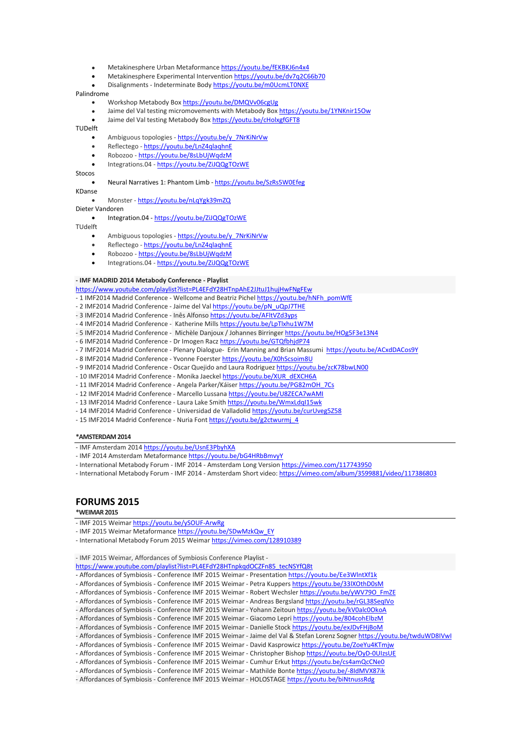- Metakinesphere Urban Metaformance https://youtu.be/fEKBKJ6n4x4
- Metakinesphere Experimental Intervention https://youtu.be/dv7q2C66b70
- Disalignments - Indeterminate Body https://youtu.be/m0UcmLT0NXE

Palindrome

- Workshop Metabody Box https://youtu.be/DMQVv06cgUg
- Jaime del Val testing micromovements with Metabody Box https://youtu.be/1YNKnir15Ow
- Jaime del Val testing Metabody Box https://youtu.be/cHolxgfGFT8

TUDelft

- Ambiguous topologies - https://youtu.be/y_7NrKiNrVw
- Reflectego - https://youtu.be/LnZ4qlaqhnE
- Robozoo - https://youtu.be/8sLbUjWqdzM
- Integrations.04 - https://youtu.be/ZiJQQgTOzWE

Stocos

- Neural Narratives 1: Phantom Limb - https://youtu.be/SzRs5W0Efeg

KDanse

- Monster - https://youtu.be/nLqYgk39mZQ

Dieter Vandoren

- Integration.04 - https://youtu.be/ZiJQQgTOzWE

TUdelft

- Ambiguous topologies - https://youtu.be/y_7NrKiNrVw
- Reflectego - https://youtu.be/LnZ4qlaqhnE
- Robozoo - https://youtu.be/8sLbUjWqdzM
- Integrations.04 - https://youtu.be/ZiJQQgTOzWE

**- IMF MADRID 2014 Metabody Conference - Playlist**
https://www.youtube.com/playlist?list=PL4EFdY28HTnpAhE2JJtuJ1hujHwFNgFEw
- 1 IMF2014 Madrid Conference - Wellcome and Beatriz Pichel https://youtu.be/hNFh_pomWfE
- 2 IMF2014 Madrid Conference - Jaime del Val https://youtu.be/pN_uQpJ7THE
- 3 IMF2014 Madrid Conference - Inês Alfonso https://youtu.be/AFltVZd3yps
- 4 IMF2014 Madrid Conference - Katherine Mills https://youtu.be/LpTlxhu1W7M
- 5 IMF2014 Madrid Conference - Michèle Danjoux / Johannes Birringer https://youtu.be/HOg5F3e13N4
- 6 IMF2014 Madrid Conference - Dr Imogen Racz https://youtu.be/GTQfbhjdP74
- 7 IMF2014 Madrid Conference - Plenary Dialogue- Erin Manning and Brian Massumi https://youtu.be/ACxdDACos9Y
- 8 IMF2014 Madrid Conference - Yvonne Foerster https://youtu.be/X0hScsoim8U
- 9 IMF2014 Madrid Conference - Oscar Quejido and Laura Rodriguez https://youtu.be/zcK78bwLN00
- 10 IMF2014 Madrid Conference - Monika Jaeckel https://youtu.be/XUR_dEXCH6A
- 11 IMF2014 Madrid Conference - Angela Parker/Káiser https://youtu.be/PG82mOH_7Cs
- 12 IMF2014 Madrid Conference - Marcello Lussana https://youtu.be/U8ZECA7wAMI
- 13 IMF2014 Madrid Conference - Laura Lake Smith https://youtu.be/WmxLdql15wk
- 14 IMF2014 Madrid Conference - Universidad de Valladolid https://youtu.be/curUveg5Z58
- 15 IMF2014 Madrid Conference - Nuria Font https://youtu.be/g2ctwurmj_4

**\*AMSTERDAM 2014**

- IMF Amsterdam 2014 https://youtu.be/UsnE3PbyhXA
- IMF 2014 Amsterdam Metaformance https://youtu.be/bG4HRbBmvyY
- International Metabody Forum - IMF 2014 - Amsterdam Long Version https://vimeo.com/117743950
- International Metabody Forum - IMF 2014 - Amsterdam Short video: https://vimeo.com/album/3599881/video/117386803

# FORUMS 2015

**\*WEIMAR 2015**

- IMF 2015 Weimar https://youtu.be/ySOUF-ArwRg
- IMF 2015 Weimar Metaformance https://youtu.be/SDwMzkQw_EY
- International Metabody Forum 2015 Weimar https://vimeo.com/128910389

- IMF 2015 Weimar, Affordances of Symbiosis Conference Playlist -
https://www.youtube.com/playlist?list=PL4EFdY28HTnpkqdOCZFn85_tecNSYfQ8t
- Affordances of Symbiosis - Conference IMF 2015 Weimar - Presentation https://youtu.be/Ee3WlntXf1k
- Affordances of Symbiosis - Conference IMF 2015 Weimar - Petra Kuppers https://youtu.be/33lXOthD0sM
- Affordances of Symbiosis - Conference IMF 2015 Weimar - Robert Wechsler https://youtu.be/yWV79O_FmZE
- Affordances of Symbiosis - Conference IMF 2015 Weimar - Andreas Bergsland https://youtu.be/rGL38SeqIVo
- Affordances of Symbiosis - Conference IMF 2015 Weimar - Yohann Zeitoun https://youtu.be/kV0alc0OkoA
- Affordances of Symbiosis - Conference IMF 2015 Weimar - Giacomo Lepri https://youtu.be/804cohElbzM
- Affordances of Symbiosis - Conference IMF 2015 Weimar - Danielle Stock https://youtu.be/exJDvFHjBoM
- Affordances of Symbiosis - Conference IMF 2015 Weimar - Jaime del Val & Stefan Lorenz Sogner https://youtu.be/twduWD8IVwI
- Affordances of Symbiosis - Conference IMF 2015 Weimar - David Kasprowicz https://youtu.be/ZoeYu4KTmjw
- Affordances of Symbiosis - Conference IMF 2015 Weimar - Christopher Bishop https://youtu.be/OyD-0UIzsUE
- Affordances of Symbiosis - Conference IMF 2015 Weimar - Cumhur Erkut https://youtu.be/cs4amQcCNe0
- Affordances of Symbiosis - Conference IMF 2015 Weimar - Mathilde Bonte https://youtu.be/-8IdMVX87ik
- Affordances of Symbiosis - Conference IMF 2015 Weimar - HOLOSTAGE https://youtu.be/biNtnussRdg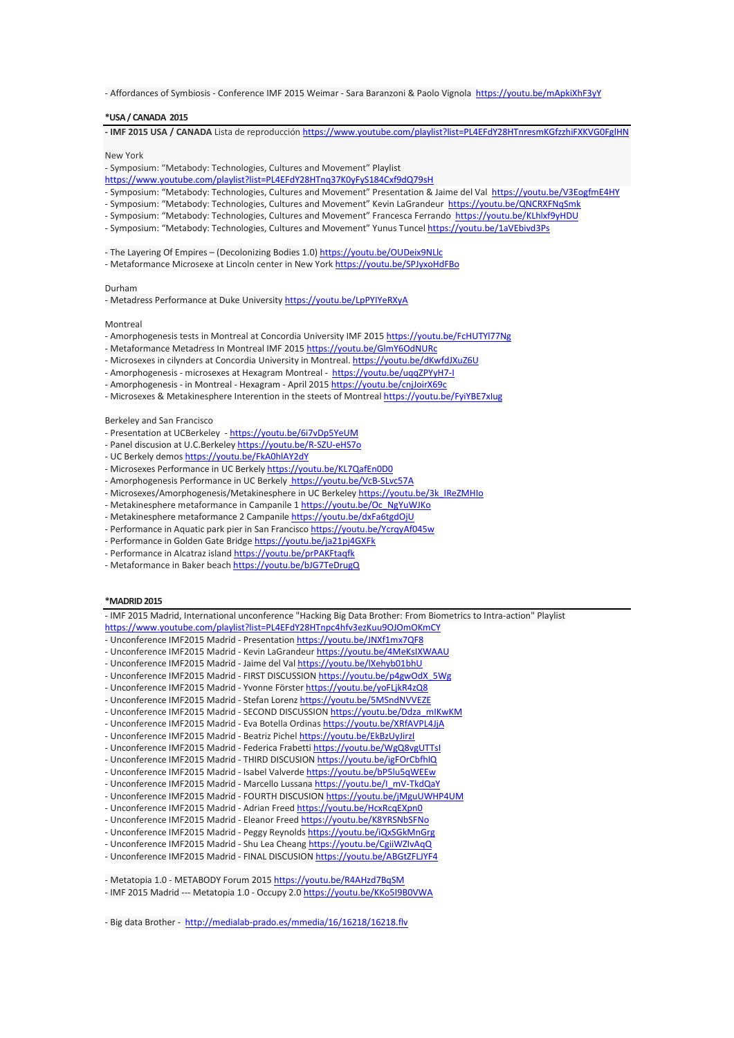- Affordances of Symbiosis - Conference IMF 2015 Weimar - Sara Baranzoni & Paolo Vignola https://youtu.be/mApkiXhF3yY

**\*USA / CANADA 2015**

- **IMF 2015 USA / CANADA** Lista de reproducción https://www.youtube.com/playlist?list=PL4EFdY28HTnresmKGfzzhiFXKVG0FglHN

New York
- Symposium: "Metabody: Technologies, Cultures and Movement" Playlist https://www.youtube.com/playlist?list=PL4EFdY28HTnq37K0yFyS184Cxf9dQ79sH
- Symposium: "Metabody: Technologies, Cultures and Movement" Presentation & Jaime del Val https://youtu.be/V3EogfmE4HY
- Symposium: "Metabody: Technologies, Cultures and Movement" Kevin LaGrandeur https://youtu.be/QNCRXFNqSmk
- Symposium: "Metabody: Technologies, Cultures and Movement" Francesca Ferrando https://youtu.be/KLhlxf9yHDU
- Symposium: "Metabody: Technologies, Cultures and Movement" Yunus Tuncel https://youtu.be/1aVEbivd3Ps

- The Layering Of Empires – (Decolonizing Bodies 1.0) https://youtu.be/OUDeix9NLlc
- Metaformance Microsexe at Lincoln center in New York https://youtu.be/SPJyxoHdFBo

Durham
- Metadress Performance at Duke University https://youtu.be/LpPYIYeRXyA

Montreal
- Amorphogenesis tests in Montreal at Concordia University IMF 2015 https://youtu.be/FcHUTYl77Ng
- Metaformance Metadress In Montreal IMF 2015 https://youtu.be/GlmY6OdNURc
- Microsexes in cilynders at Concordia University in Montreal. https://youtu.be/dKwfdJXuZ6U
- Amorphogenesis - microsexes at Hexagram Montreal - https://youtu.be/uqqZPYyH7-I
- Amorphogenesis - in Montreal - Hexagram - April 2015 https://youtu.be/cnjJoirX69c
- Microsexes & Metakinesphere Interention in the steets of Montreal https://youtu.be/FyiYBE7xIug

Berkeley and San Francisco
- Presentation at UCBerkeley - https://youtu.be/6i7vDp5YeUM
- Panel discusion at U.C.Berkeley https://youtu.be/R-SZU-eHS7o
- UC Berkely demos https://youtu.be/FkA0hlAY2dY
- Microsexes Performance in UC Berkely https://youtu.be/KL7QafEn0D0
- Amorphogenesis Performance in UC Berkely https://youtu.be/VcB-SLvc57A
- Microsexes/Amorphogenesis/Metakinesphere in UC Berkeley https://youtu.be/3k_IReZMHIo
- Metakinesphere metaformance in Campanile 1 https://youtu.be/Oc_NgYuWJKo
- Metakinesphere metaformance 2 Campanile https://youtu.be/dxFa6tgdOjU
- Performance in Aquatic park pier in San Francisco https://youtu.be/YcrqyAf045w
- Performance in Golden Gate Bridge https://youtu.be/ja21pj4GXFk
- Performance in Alcatraz island https://youtu.be/prPAKFtaqfk
- Metaformance in Baker beach https://youtu.be/bJG7TeDrugQ

**\*MADRID 2015**

- IMF 2015 Madrid, International unconference "Hacking Big Data Brother: From Biometrics to Intra-action" Playlist https://www.youtube.com/playlist?list=PL4EFdY28HTnpc4hfv3ezKuu9OJOmOKmCY
- Unconference IMF2015 Madrid - Presentation https://youtu.be/JNXf1mx7QF8
- Unconference IMF2015 Madrid - Kevin LaGrandeur https://youtu.be/4MeKsIXWAAU
- Unconference IMF2015 Madrid - Jaime del Val https://youtu.be/lXehyb01bhU
- Unconference IMF2015 Madrid - FIRST DISCUSSION https://youtu.be/p4gwOdX_5Wg
- Unconference IMF2015 Madrid - Yvonne Förster https://youtu.be/yoFLjkR4zQ8
- Unconference IMF2015 Madrid - Stefan Lorenz https://youtu.be/5MSndNVVEZE
- Unconference IMF2015 Madrid - SECOND DISCUSSION https://youtu.be/Ddza_mIKwKM
- Unconference IMF2015 Madrid - Eva Botella Ordinas https://youtu.be/XRfAVPL4JjA
- Unconference IMF2015 Madrid - Beatriz Pichel https://youtu.be/EkBzUyJirzI
- Unconference IMF2015 Madrid - Federica Frabetti https://youtu.be/WgQ8vgUTTsI
- Unconference IMF2015 Madrid - THIRD DISCUSION https://youtu.be/igFOrCbfhlQ
- Unconference IMF2015 Madrid - Isabel Valverde https://youtu.be/bP5lu5qWEEw
- Unconference IMF2015 Madrid - Marcello Lussana https://youtu.be/I_mV-TkdQaY
- Unconference IMF2015 Madrid - FOURTH DISCUSSION https://youtu.be/jMguUWHP4UM
- Unconference IMF2015 Madrid - Adrian Freed https://youtu.be/HcxRcqEXpn0
- Unconference IMF2015 Madrid - Eleanor Freed https://youtu.be/K8YRSNbSFNo
- Unconference IMF2015 Madrid - Peggy Reynolds https://youtu.be/iQxSGkMnGrg
- Unconference IMF2015 Madrid - Shu Lea Cheang https://youtu.be/CgiiWZlvAqQ
- Unconference IMF2015 Madrid - FINAL DISCUSION https://youtu.be/ABGtZFLJYF4

- Metatopia 1.0 - METABODY Forum 2015 https://youtu.be/R4AHzd7BqSM
- IMF 2015 Madrid --- Metatopia 1.0 - Occupy 2.0 https://youtu.be/KKo5I9B0VWA

- Big data Brother - http://medialab-prado.es/mmedia/16/16218/16218.flv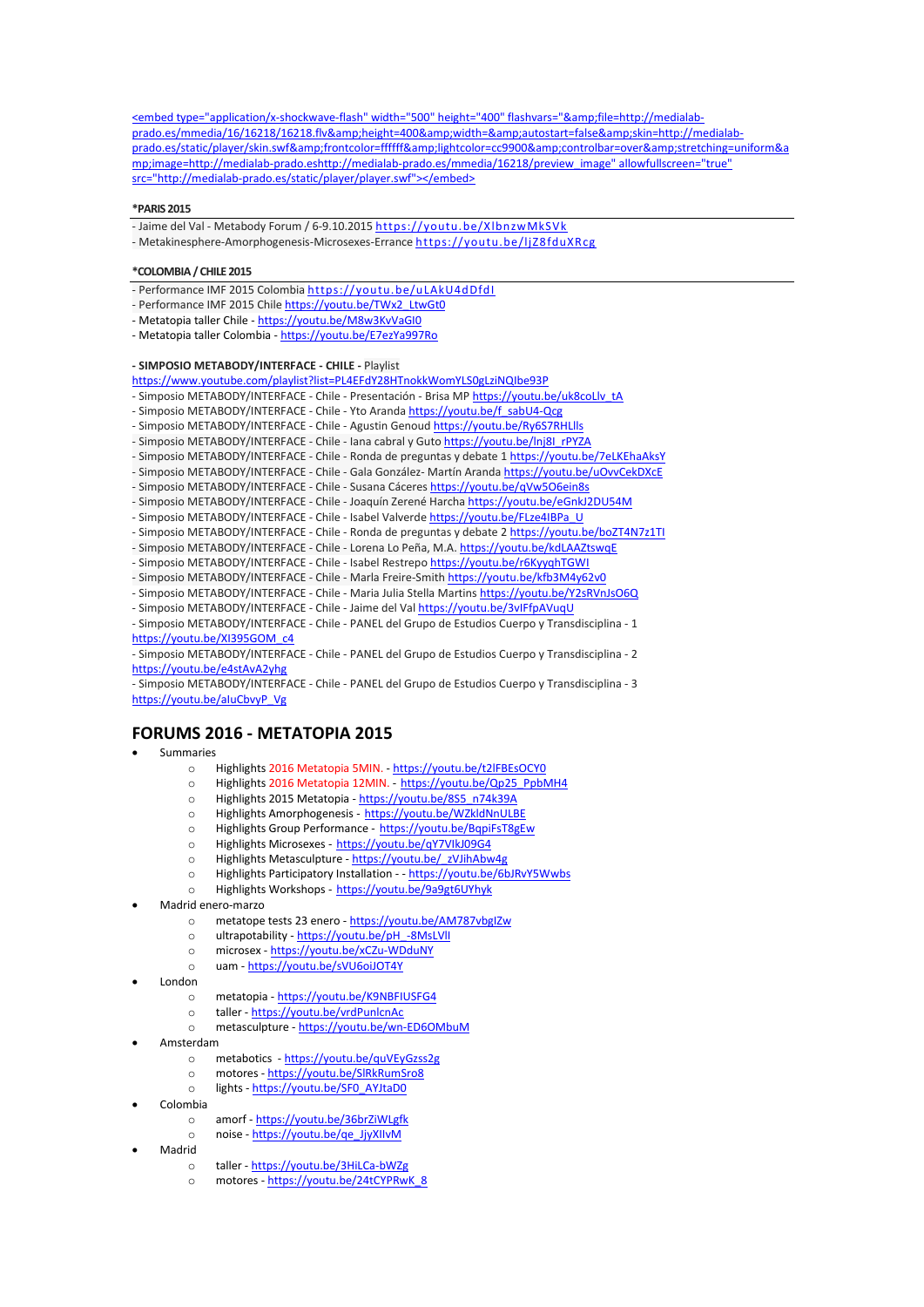<embed type="application/x-shockwave-flash" width="500" height="400" flashvars="&amp;file=http://medialab-prado.es/mmedia/16/16218/16218.flv&amp;height=400&amp;width=&amp;autostart=false&amp;skin=http://medialab-prado.es/static/player/skin.swf&amp;frontcolor=ffffff&amp;lightcolor=cc9900&amp;controlbar=over&amp;stretching=uniform&amp;image=http://medialab-prado.eshttp://medialab-prado.es/mmedia/16218/preview_image" allowfullscreen="true" src="http://medialab-prado.es/static/player/player.swf"></embed>

**\*PARIS 2015**

- Jaime del Val - Metabody Forum / 6-9.10.2015 https://youtu.be/XlbnzwMkSVk
- Metakinesphere-Amorphogenesis-Microsexes-Errance https://youtu.be/ljZ8fduXRcg

**\*COLOMBIA / CHILE 2015**

- Performance IMF 2015 Colombia https://youtu.be/uLAkU4dDfdI
- Performance IMF 2015 Chile https://youtu.be/TWx2_LtwGt0
- Metatopia taller Chile - https://youtu.be/M8w3KvVaGI0
- Metatopia taller Colombia - https://youtu.be/E7ezYa997Ro

**- SIMPOSIO METABODY/INTERFACE - CHILE -** Playlist
https://www.youtube.com/playlist?list=PL4EFdY28HTnokkWomYLS0gLziNQIbe93P
- Simposio METABODY/INTERFACE - Chile - Presentación - Brisa MP https://youtu.be/uk8coLlv_tA
- Simposio METABODY/INTERFACE - Chile - Yto Aranda https://youtu.be/f_sabU4-Qcg
- Simposio METABODY/INTERFACE - Chile - Agustin Genoud https://youtu.be/Ry6S7RHLlls
- Simposio METABODY/INTERFACE - Chile - Iana cabral y Guto https://youtu.be/lnj8I_rPYZA
- Simposio METABODY/INTERFACE - Chile - Ronda de preguntas y debate 1 https://youtu.be/7eLKEhaAksY
- Simposio METABODY/INTERFACE - Chile - Gala González- Martín Aranda https://youtu.be/uOvvCekDXcE
- Simposio METABODY/INTERFACE - Chile - Susana Cáceres https://youtu.be/qVw5O6ein8s
- Simposio METABODY/INTERFACE - Chile - Joaquín Zerené Harcha https://youtu.be/eGnkJ2DU54M
- Simposio METABODY/INTERFACE - Chile - Isabel Valverde https://youtu.be/FLze4IBPa_U
- Simposio METABODY/INTERFACE - Chile - Ronda de preguntas y debate 2 https://youtu.be/boZT4N7z1TI
- Simposio METABODY/INTERFACE - Chile - Lorena Lo Peña, M.A. https://youtu.be/kdLAAZtswqE
- Simposio METABODY/INTERFACE - Chile - Isabel Restrepo https://youtu.be/r6KyyqhTGWI
- Simposio METABODY/INTERFACE - Chile - Marla Freire-Smith https://youtu.be/kfb3M4y62v0
- Simposio METABODY/INTERFACE - Chile - Maria Julia Stella Martins https://youtu.be/Y2sRVnJsO6Q
- Simposio METABODY/INTERFACE - Chile - Jaime del Val https://youtu.be/3vIFfpAVuqU
- Simposio METABODY/INTERFACE - Chile - PANEL del Grupo de Estudios Cuerpo y Transdisciplina - 1 https://youtu.be/XI395GOM_c4
- Simposio METABODY/INTERFACE - Chile - PANEL del Grupo de Estudios Cuerpo y Transdisciplina - 2 https://youtu.be/e4stAvA2yhg
- Simposio METABODY/INTERFACE - Chile - PANEL del Grupo de Estudios Cuerpo y Transdisciplina - 3 https://youtu.be/aIuCbvyP_Vg

## FORUMS 2016 - METATOPIA 2015

- Summaries
  - Highlights 2016 Metatopia 5MIN. - https://youtu.be/t2lFBEsOCY0
  - Highlights 2016 Metatopia 12MIN. - https://youtu.be/Qp25_PpbMH4
  - Highlights 2015 Metatopia - https://youtu.be/8S5_n74k39A
  - Highlights Amorphogenesis - https://youtu.be/WZkldNnULBE
  - Highlights Group Performance - https://youtu.be/BqpiFsT8gEw
  - Highlights Microsexes - https://youtu.be/qY7VlkJ09G4
  - Highlights Metasculpture - https://youtu.be/_zVJihAbw4g
  - Highlights Participatory Installation - - https://youtu.be/6bJRvY5Wwbs
  - Highlights Workshops - https://youtu.be/9a9gt6UYhyk
- Madrid enero-marzo
  - metatope tests 23 enero - https://youtu.be/AM787vbglZw
  - ultrapotability - https://youtu.be/pH_-8MsLVlI
  - microsex - https://youtu.be/xCZu-WDduNY
  - uam - https://youtu.be/sVU6oiJOT4Y
- London
  - metatopia - https://youtu.be/K9NBFIUSFG4
  - taller - https://youtu.be/vrdPunlcnAc
  - metasculpture - https://youtu.be/wn-ED6OMbuM
- Amsterdam
  - metabotics - https://youtu.be/quVEyGzss2g
  - motores - https://youtu.be/SlRkRumSro8
  - lights - https://youtu.be/SF0_AYJtaD0
- Colombia
  - amorf - https://youtu.be/36brZiWLgfk
  - noise - https://youtu.be/qe_JjyXIlvM
- Madrid
  - taller - https://youtu.be/3HiLCa-bWZg
  - motores - https://youtu.be/24tCYPRwK_8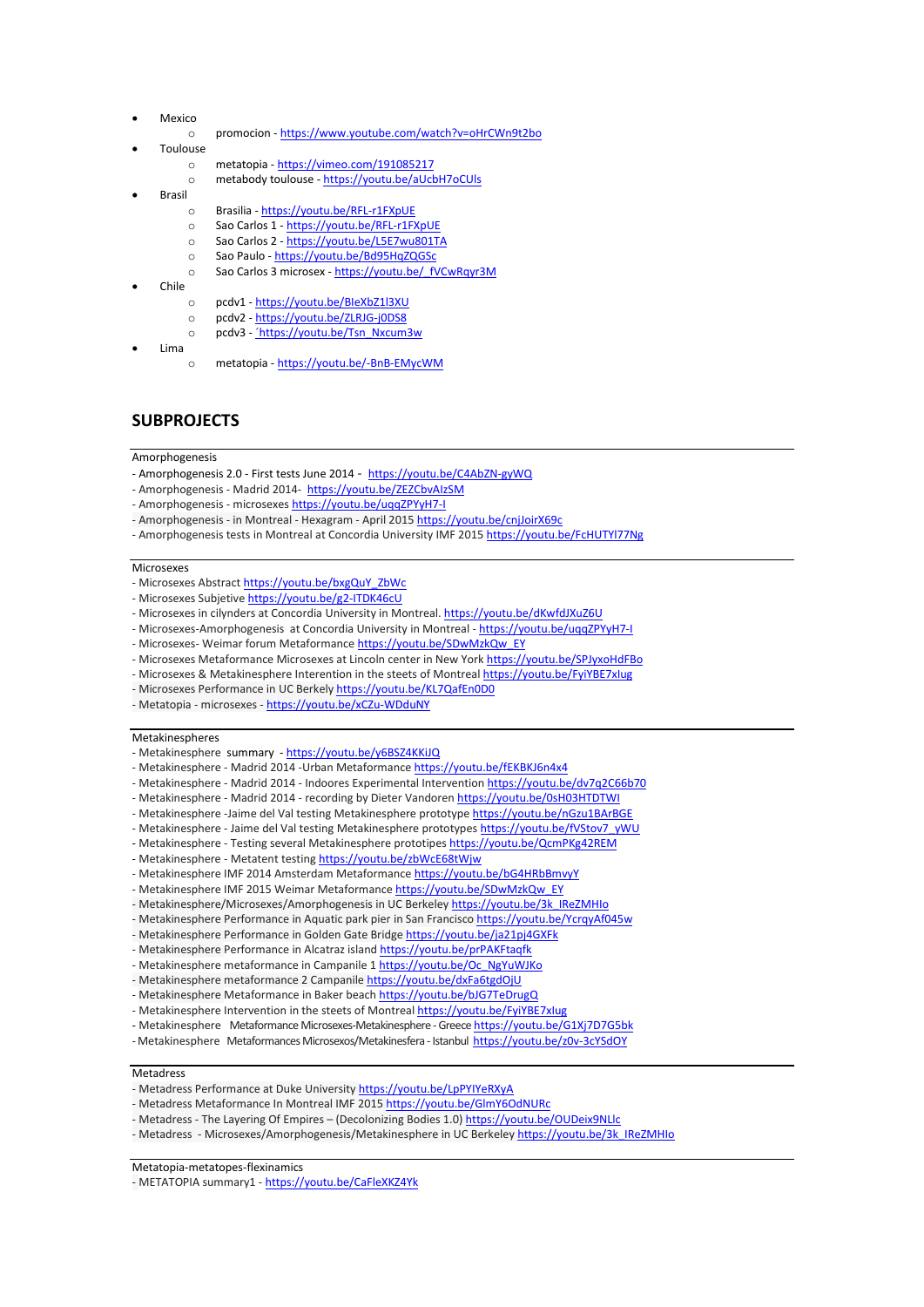- Mexico
  - promocion - https://www.youtube.com/watch?v=oHrCWn9t2bo
- Toulouse
  - metatopia - https://vimeo.com/191085217
  - metabody toulouse - https://youtu.be/aUcbH7oCUls
- Brasil
  - Brasilia - https://youtu.be/RFL-r1FXpUE
  - Sao Carlos 1 - https://youtu.be/RFL-r1FXpUE
  - Sao Carlos 2 - https://youtu.be/L5E7wu801TA
  - Sao Paulo - https://youtu.be/Bd95HqZQGSc
  - Sao Carlos 3 microsex - https://youtu.be/_fVCwRqyr3M
- Chile
  - pcdv1 - https://youtu.be/BIeXbZ1I3XU
  - pcdv2 - https://youtu.be/ZLRJG-j0DS8
  - pcdv3 - ´https://youtu.be/Tsn_Nxcum3w
- Lima
  - metatopia - https://youtu.be/-BnB-EMycWM

## SUBPROJECTS

Amorphogenesis

- Amorphogenesis 2.0 - First tests June 2014 - https://youtu.be/C4AbZN-gyWQ
- Amorphogenesis - Madrid 2014- https://youtu.be/ZEZCbvAIzSM
- Amorphogenesis - microsexes https://youtu.be/uqqZPYyH7-I
- Amorphogenesis - in Montreal - Hexagram - April 2015 https://youtu.be/cnjJoirX69c
- Amorphogenesis tests in Montreal at Concordia University IMF 2015 https://youtu.be/FcHUTYl77Ng

Microsexes

- Microsexes Abstract https://youtu.be/bxgQuY_ZbWc
- Microsexes Subjetive https://youtu.be/g2-ITDK46cU
- Microsexes in cilynders at Concordia University in Montreal. https://youtu.be/dKwfdJXuZ6U
- Microsexes-Amorphogenesis at Concordia University in Montreal - https://youtu.be/uqqZPYyH7-I
- Microsexes- Weimar forum Metaformance https://youtu.be/SDwMzkQw_EY
- Microsexes Metaformance Microsexes at Lincoln center in New York https://youtu.be/SPJyxoHdFBo
- Microsexes & Metakinesphere Interention in the streets of Montreal https://youtu.be/FyiYBE7xlug
- Microsexes Performance in UC Berkely https://youtu.be/KL7QafEn0D0
- Metatopia - microsexes - https://youtu.be/xCZu-WDduNY

Metakinespheres

- Metakinesphere summary - https://youtu.be/y6BSZ4KKiJQ
- Metakinesphere - Madrid 2014 -Urban Metaformance https://youtu.be/fEKBKJ6n4x4
- Metakinesphere - Madrid 2014 - Indoores Experimental Intervention https://youtu.be/dv7q2C66b70
- Metakinesphere - Madrid 2014 - recording by Dieter Vandoren https://youtu.be/0sH03HTDTWI
- Metakinesphere -Jaime del Val testing Metakinesphere prototype https://youtu.be/nGzu1BArBGE
- Metakinesphere - Jaime del Val testing Metakinesphere prototypes https://youtu.be/fVStov7_yWU
- Metakinesphere - Testing several Metakinesphere prototipes https://youtu.be/QcmPKg42REM
- Metakinesphere - Metatent testing https://youtu.be/zbWcE68tWjw
- Metakinesphere IMF 2014 Amsterdam Metaformance https://youtu.be/bG4HRbBmvyY
- Metakinesphere IMF 2015 Weimar Metaformance https://youtu.be/SDwMzkQw_EY
- Metakinesphere/Microsexes/Amorphogenesis in UC Berkeley https://youtu.be/3k_IReZMHIo
- Metakinesphere Performance in Aquatic park pier in San Francisco https://youtu.be/YcrqyAf045w
- Metakinesphere Performance in Golden Gate Bridge https://youtu.be/ja21pj4GXFk
- Metakinesphere Performance in Alcatraz island https://youtu.be/prPAKFtaqfk
- Metakinesphere metaformance in Campanile 1 https://youtu.be/Oc_NgYuWJKo
- Metakinesphere metaformance 2 Campanile https://youtu.be/dxFa6tgdOjU
- Metakinesphere Metaformance in Baker beach https://youtu.be/bJG7TeDrugQ
- Metakinesphere Intervention in the steets of Montreal https://youtu.be/FyiYBE7xlug
- Metakinesphere Metaformance Microsexes-Metakinesphere - Greece https://youtu.be/G1Xj7D7G5bk
- Metakinesphere Metaformances Microsexos/Metakinesfera - Istanbul https://youtu.be/z0v-3cYSdOY

Metadress

- Metadress Performance at Duke University https://youtu.be/LpPYIYeRXyA
- Metadress Metaformance In Montreal IMF 2015 https://youtu.be/GlmY6OdNURc
- Metadress - The Layering Of Empires – (Decolonizing Bodies 1.0) https://youtu.be/OUDeix9NLlc
- Metadress - Microsexes/Amorphogenesis/Metakinesphere in UC Berkeley https://youtu.be/3k_IReZMHIo

Metatopia-metatopes-flexinamics

- METATOPIA summary1 - https://youtu.be/CaFleXKZ4Yk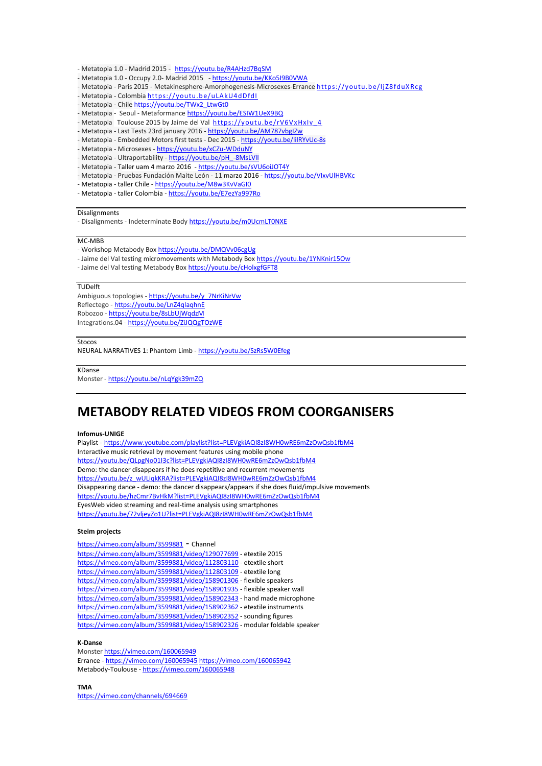- Metatopia 1.0 - Madrid 2015 - https://youtu.be/R4AHzd7BqSM
- Metatopia 1.0 - Occupy 2.0- Madrid 2015 - https://youtu.be/KKo5I9B0VWA
- Metatopia - Paris 2015 - Metakinesphere-Amorphogenesis-Microsexes-Errance https://youtu.be/IjZ8fduXRcg
- Metatopia - Colombia https://youtu.be/uLAkU4dDfdI
- Metatopia - Chile https://youtu.be/TWx2_LtwGt0
- Metatopia - Seoul - Metaformance https://youtu.be/ESIW1UeX9BQ
- Metatopia Toulouse 2015 by Jaime del Val https://youtu.be/rV6VxHxIv_4
- Metatopia - Last Tests 23rd january 2016 - https://youtu.be/AM787vbgIZw
- Metatopia - Embedded Motors first tests - Dec 2015 - https://youtu.be/lilRYvUc-8s
- Metatopia - Microsexes - https://youtu.be/xCZu-WDduNY
- Metatopia - Ultraportability - https://youtu.be/pH_-8MsLVlI
- Metatopia - Taller uam 4 marzo 2016 - https://youtu.be/sVU6oiJOT4Y
- Metatopia - Pruebas Fundación Maite León - 11 marzo 2016 - https://youtu.be/VIxvUlHBVKc
- Metatopia - taller Chile - https://youtu.be/M8w3KvVaGI0
- Metatopia - taller Colombia - https://youtu.be/E7ezYa997Ro

---

Disalignments

- Disalignments - Indeterminate Body https://youtu.be/m0UcmLT0NXE

---

MC-MBB

- Workshop Metabody Box https://youtu.be/DMQVv06cgUg
- Jaime del Val testing micromovements with Metabody Box https://youtu.be/1YNKnir15Ow
- Jaime del Val testing Metabody Box https://youtu.be/cHolxgfGFT8

---

TUDelft

Ambiguous topologies - https://youtu.be/y_7NrKiNrVw
Reflectego - https://youtu.be/LnZ4qlaqhnE
Robozoo - https://youtu.be/8sLbUjWqdzM
Integrations.04 - https://youtu.be/ZiJQQgTOzWE

---

Stocos

NEURAL NARRATIVES 1: Phantom Limb - https://youtu.be/SzRs5W0Efeg

---

KDanse

Monster - https://youtu.be/nLqYgk39mZQ

---

# METABODY RELATED VIDEOS FROM COORGANISERS

**Infomus-UNIGE**

Playlist - https://www.youtube.com/playlist?list=PLEVgkiAQI8zI8WH0wRE6mZzOwQsb1fbM4
Interactive music retrieval by movement features using mobile phone
https://youtu.be/QLpgNo01I3c?list=PLEVgkiAQI8zI8WH0wRE6mZzOwQsb1fbM4
Demo: the dancer disappears if he does repetitive and recurrent movements
https://youtu.be/z_wULiqkKRA?list=PLEVgkiAQI8zI8WH0wRE6mZzOwQsb1fbM4
Disappearing dance - demo: the dancer disappears/appears if she does fluid/impulsive movements
https://youtu.be/hzCmr7BvHkM?list=PLEVgkiAQI8zI8WH0wRE6mZzOwQsb1fbM4
EyesWeb video streaming and real-time analysis using smartphones
https://youtu.be/72vljeyZo1U?list=PLEVgkiAQI8zI8WH0wRE6mZzOwQsb1fbM4

**Steim projects**

https://vimeo.com/album/3599881 - Channel
https://vimeo.com/album/3599881/video/129077699 - etextile 2015
https://vimeo.com/album/3599881/video/112803110 - etextile short
https://vimeo.com/album/3599881/video/112803109 - etextile long
https://vimeo.com/album/3599881/video/158901306 - flexible speakers
https://vimeo.com/album/3599881/video/158901935 - flexible speaker wall
https://vimeo.com/album/3599881/video/158902343 - hand made microphone
https://vimeo.com/album/3599881/video/158902362 - etextile instruments
https://vimeo.com/album/3599881/video/158902352 - sounding figures
https://vimeo.com/album/3599881/video/158902326 - modular foldable speaker

**K-Danse**

Monster https://vimeo.com/160065949
Errance - https://vimeo.com/160065945 https://vimeo.com/160065942
Metabody-Toulouse - https://vimeo.com/160065948

**TMA**

https://vimeo.com/channels/694669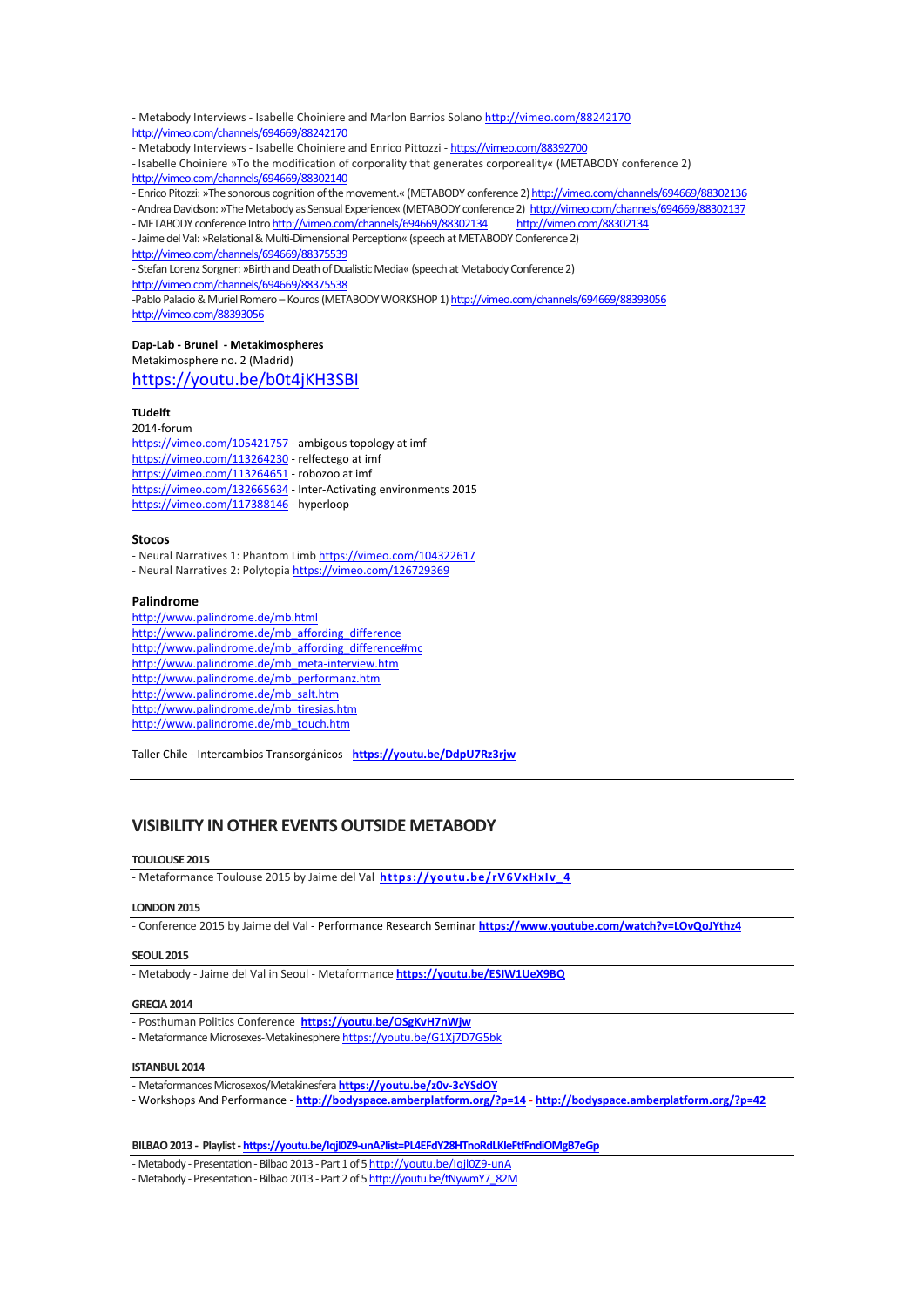- Metabody Interviews - Isabelle Choiniere and Marlon Barrios Solano http://vimeo.com/88242170 http://vimeo.com/channels/694669/88242170
- Metabody Interviews - Isabelle Choiniere and Enrico Pittozzi - https://vimeo.com/88392700
- Isabelle Choiniere »To the modification of corporality that generates corporeality« (METABODY conference 2) http://vimeo.com/channels/694669/88302140
- Enrico Pitozzi: »The sonorous cognition of the movement.« (METABODY conference 2) http://vimeo.com/channels/694669/88302136
- Andrea Davidson: »The Metabody as Sensual Experience« (METABODY conference 2) http://vimeo.com/channels/694669/88302137
- METABODY conference Intro http://vimeo.com/channels/694669/88302134 http://vimeo.com/88302134
- Jaime del Val: »Relational & Multi-Dimensional Perception« (speech at METABODY Conference 2) http://vimeo.com/channels/694669/88375539
- Stefan Lorenz Sorgner: »Birth and Death of Dualistic Media« (speech at Metabody Conference 2) http://vimeo.com/channels/694669/88375538

-Pablo Palacio & Muriel Romero – Kouros (METABODY WORKSHOP 1) http://vimeo.com/channels/694669/88393056 http://vimeo.com/88393056

**Dap-Lab - Brunel - Metakimospheres**

Metakimosphere no. 2 (Madrid)

https://youtu.be/b0t4jKH3SBI

**TUdelft**

2014-forum

https://vimeo.com/105421757 - ambigous topology at imf
https://vimeo.com/113264230 - relfectego at imf
https://vimeo.com/113264651 - robozoo at imf
https://vimeo.com/132665634 - Inter-Activating environments 2015
https://vimeo.com/117388146 - hyperloop

**Stocos**

- Neural Narratives 1: Phantom Limb https://vimeo.com/104322617
- Neural Narratives 2: Polytopia https://vimeo.com/126729369

**Palindrome**

http://www.palindrome.de/mb.html
http://www.palindrome.de/mb_affording_difference
http://www.palindrome.de/mb_affording_difference#mc
http://www.palindrome.de/mb_meta-interview.htm
http://www.palindrome.de/mb_performanz.htm
http://www.palindrome.de/mb_salt.htm
http://www.palindrome.de/mb_tiresias.htm
http://www.palindrome.de/mb_touch.htm

Taller Chile - Intercambios Transorgánicos - **https://youtu.be/DdpU7Rz3rjw**

---

## VISIBILITY IN OTHER EVENTS OUTSIDE METABODY

**TOULOUSE 2015**

- Metaformance Toulouse 2015 by Jaime del Val **https://youtu.be/rV6VxHxIv_4**

**LONDON 2015**

- Conference 2015 by Jaime del Val - Performance Research Seminar **https://www.youtube.com/watch?v=LOvQoJYthz4**

**SEOUL 2015**

- Metabody - Jaime del Val in Seoul - Metaformance **https://youtu.be/ESlW1UeX9BQ**

**GRECIA 2014**

- Posthuman Politics Conference **https://youtu.be/OSgKvH7nWjw**
- Metaformance Microsexes-Metakinesphere https://youtu.be/G1Xj7D7G5bk

**ISTANBUL 2014**

- Metaformances Microsexos/Metakinesfera **https://youtu.be/z0v-3cYSdOY**
- Workshops And Performance - **http://bodyspace.amberplatform.org/?p=14** - **http://bodyspace.amberplatform.org/?p=42**

**BILBAO 2013 - Playlist - https://youtu.be/Iqjl0Z9-unA?list=PL4EFdY28HTnoRdLKIeFtfFndiOMgB7eGp**

- Metabody - Presentation - Bilbao 2013 - Part 1 of 5 http://youtu.be/Iqjl0Z9-unA
- Metabody - Presentation - Bilbao 2013 - Part 2 of 5 http://youtu.be/tNywmY7_82M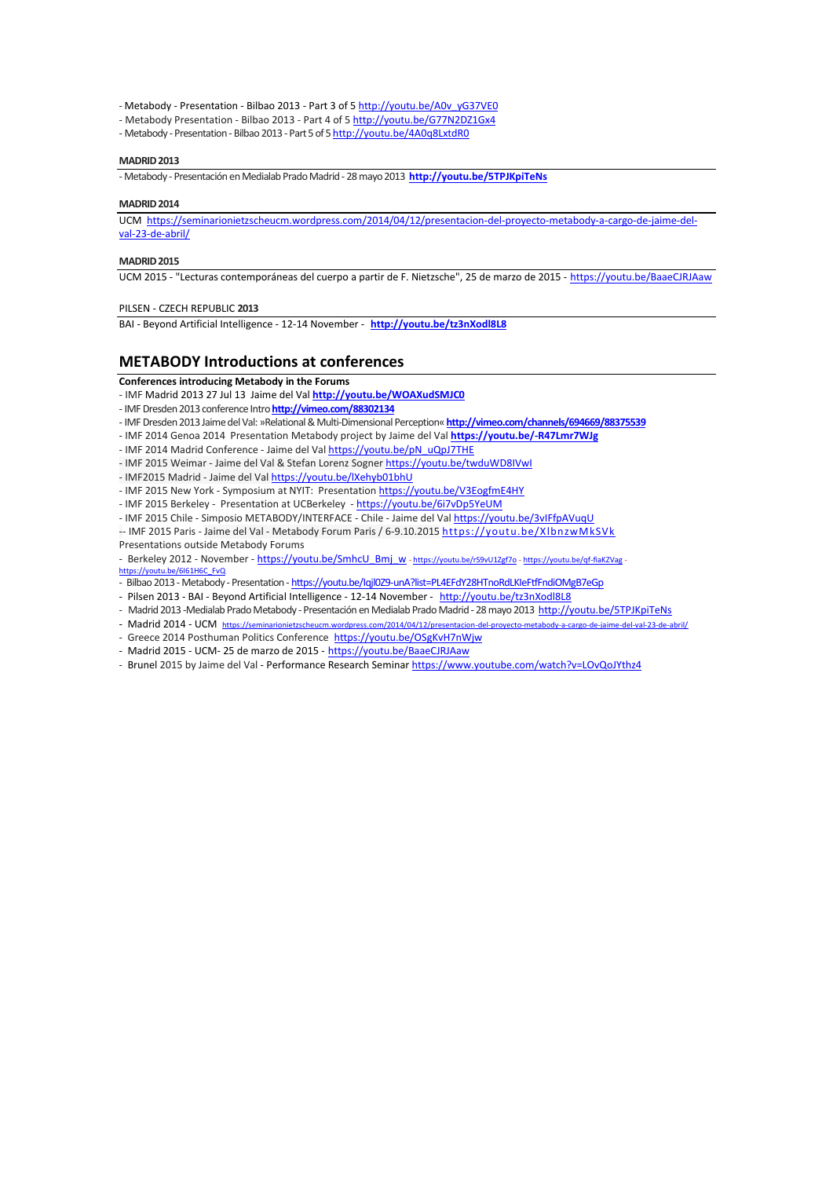- Metabody - Presentation - Bilbao 2013 - Part 3 of 5 http://youtu.be/A0v_yG37VE0
- Metabody Presentation - Bilbao 2013 - Part 4 of 5 http://youtu.be/G77N2DZ1Gx4
- Metabody - Presentation - Bilbao 2013 - Part 5 of 5 http://youtu.be/4A0q8LxtdR0

**MADRID 2013**

- Metabody - Presentación en Medialab Prado Madrid - 28 mayo 2013 **http://youtu.be/5TPJKpiTeNs**

**MADRID 2014**

UCM https://seminarionietzscheucm.wordpress.com/2014/04/12/presentacion-del-proyecto-metabody-a-cargo-de-jaime-del-val-23-de-abril/

**MADRID 2015**

UCM 2015 - "Lecturas contemporáneas del cuerpo a partir de F. Nietzsche", 25 de marzo de 2015 - https://youtu.be/BaaeCJRJAaw

PILSEN - CZECH REPUBLIC **2013**

BAI - Beyond Artificial Intelligence - 12-14 November - **http://youtu.be/tz3nXodl8L8**

## METABODY Introductions at conferences

**Conferences introducing Metabody in the Forums**

- IMF Madrid 2013 27 Jul 13 Jaime del Val **http://youtu.be/WOAXudSMJC0**
- IMF Dresden 2013 conference Intro **http://vimeo.com/88302134**
- IMF Dresden 2013 Jaime del Val: »Relational & Multi-Dimensional Perception« **http://vimeo.com/channels/694669/88375539**
- IMF 2014 Genoa 2014 Presentation Metabody project by Jaime del Val **https://youtu.be/-R47Lmr7WJg**
- IMF 2014 Madrid Conference - Jaime del Val https://youtu.be/pN_uQpJ7THE
- IMF 2015 Weimar - Jaime del Val & Stefan Lorenz Sogner https://youtu.be/twduWD8IVwI
- IMF2015 Madrid - Jaime del Val https://youtu.be/lXehyb01bhU
- IMF 2015 New York - Symposium at NYIT: Presentation https://youtu.be/V3EogfmE4HY
- IMF 2015 Berkeley - Presentation at UCBerkeley - https://youtu.be/6i7vDp5YeUM
- IMF 2015 Chile - Simposio METABODY/INTERFACE - Chile - Jaime del Val https://youtu.be/3vIFfpAVuqU

-- IMF 2015 Paris - Jaime del Val - Metabody Forum Paris / 6-9.10.2015 https://youtu.be/XlbnzwMkSVk

Presentations outside Metabody Forums

- Berkeley 2012 - November - https://youtu.be/SmhcU_Bmj_w - https://youtu.be/rS9vU1Zgf7o - https://youtu.be/qf-fiaKZVag - https://youtu.be/6I61H6C_FvQ
- Bilbao 2013 - Metabody - Presentation - https://youtu.be/Iqjl0Z9-unA?list=PL4EFdY28HTnoRdLKIeFtfFndiOMgB7eGp
- Pilsen 2013 - BAI - Beyond Artificial Intelligence - 12-14 November - http://youtu.be/tz3nXodl8L8
- Madrid 2013 -Medialab Prado Metabody - Presentación en Medialab Prado Madrid - 28 mayo 2013 http://youtu.be/5TPJKpiTeNs
- Madrid 2014 - UCM https://seminarionietzscheucm.wordpress.com/2014/04/12/presentacion-del-proyecto-metabody-a-cargo-de-jaime-del-val-23-de-abril/
- Greece 2014 Posthuman Politics Conference https://youtu.be/OSgKvH7nWjw
- Madrid 2015 - UCM- 25 de marzo de 2015 - https://youtu.be/BaaeCJRJAaw
- Brunel 2015 by Jaime del Val - Performance Research Seminar https://www.youtube.com/watch?v=LOvQoJYthz4